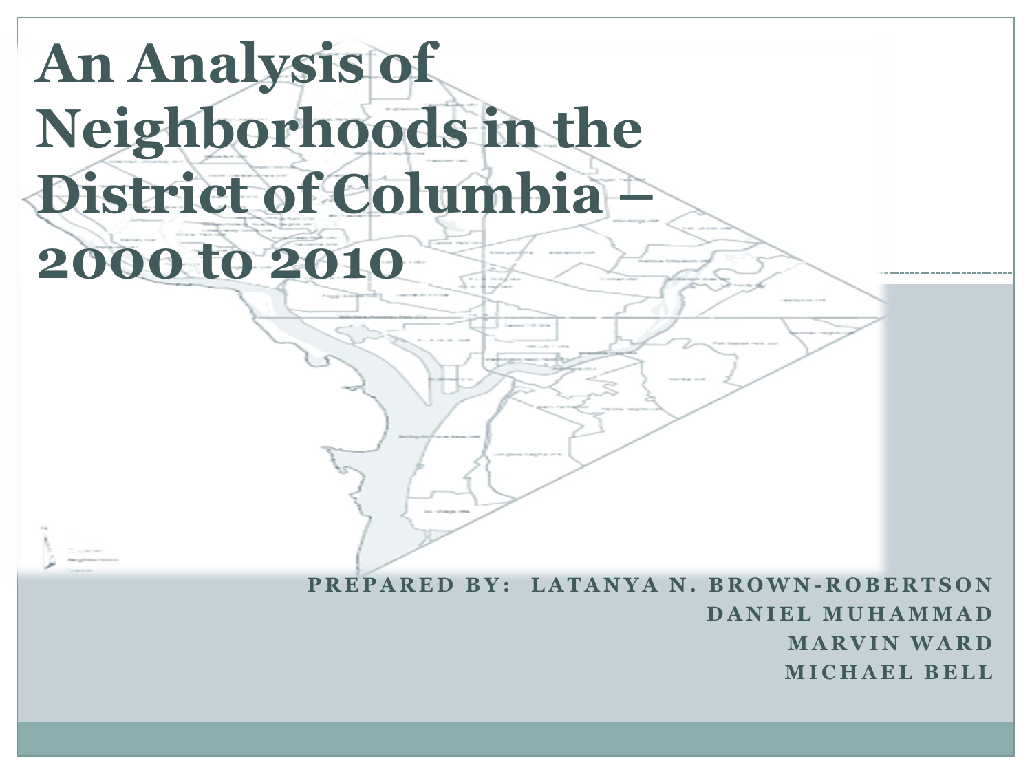# An Analysis of Neighborhoods in the District of Columbia – 2000 to 2010

PREPARED BY: LATANYA N. BROWN-ROBERTSON
DANIEL MUHAMMAD
MARVIN WARD
MICHAEL BELL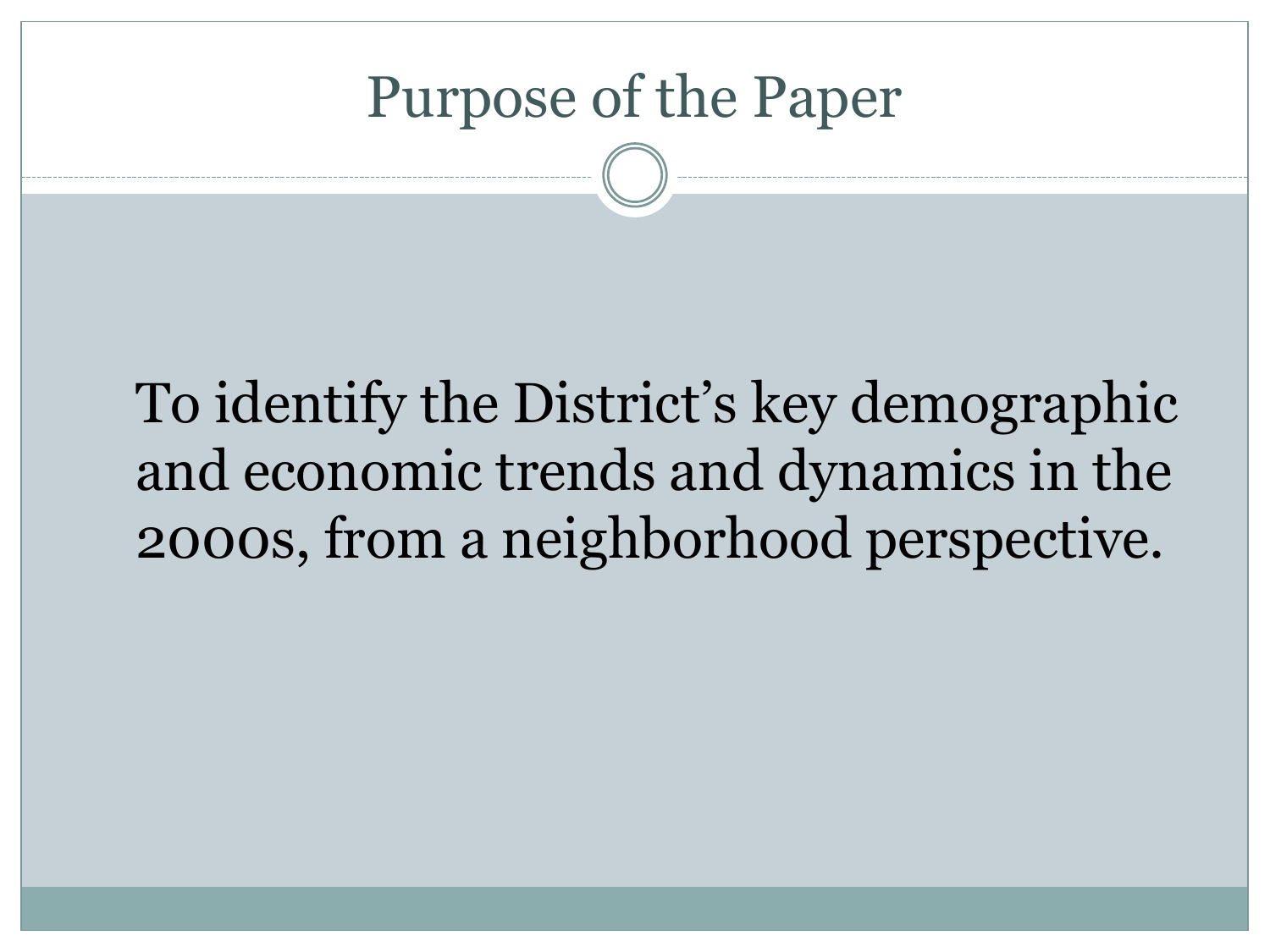# Purpose of the Paper

To identify the District's key demographic and economic trends and dynamics in the 2000s, from a neighborhood perspective.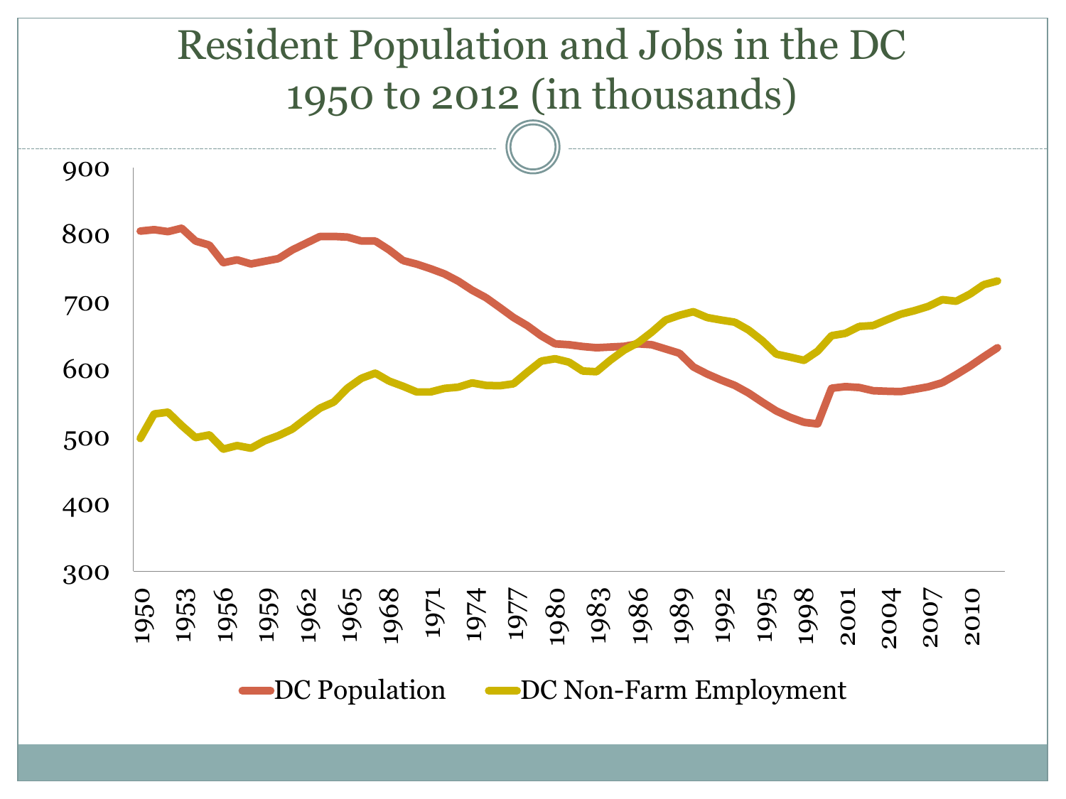# Resident Population and Jobs in the DC 1950 to 2012 (in thousands)

900

800

700

600

500

400

300

1950 1953 1956 1959 1962 1965 1968 1971 1974 1977 1980 1983 1986 1989 1992 1995 1998 2001 2004 2007 2010

DC Population    DC Non-Farm Employment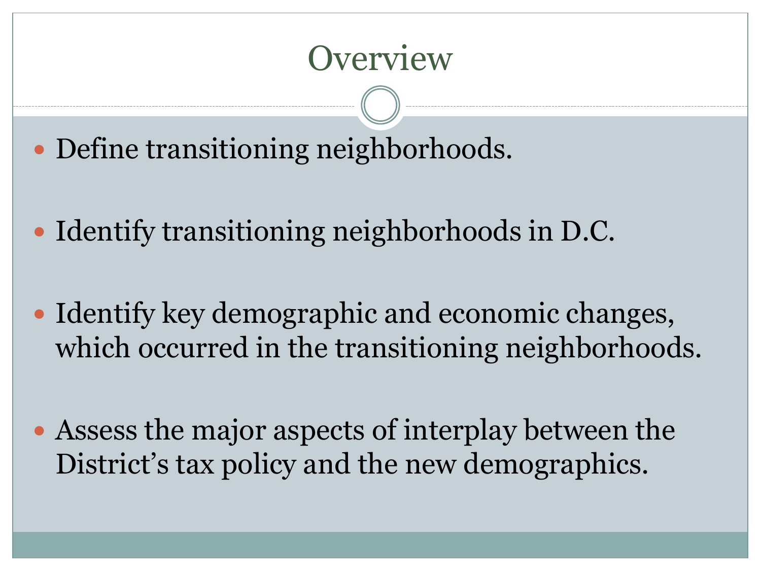# Overview

- Define transitioning neighborhoods.
- Identify transitioning neighborhoods in D.C.
- Identify key demographic and economic changes, which occurred in the transitioning neighborhoods.
- Assess the major aspects of interplay between the District's tax policy and the new demographics.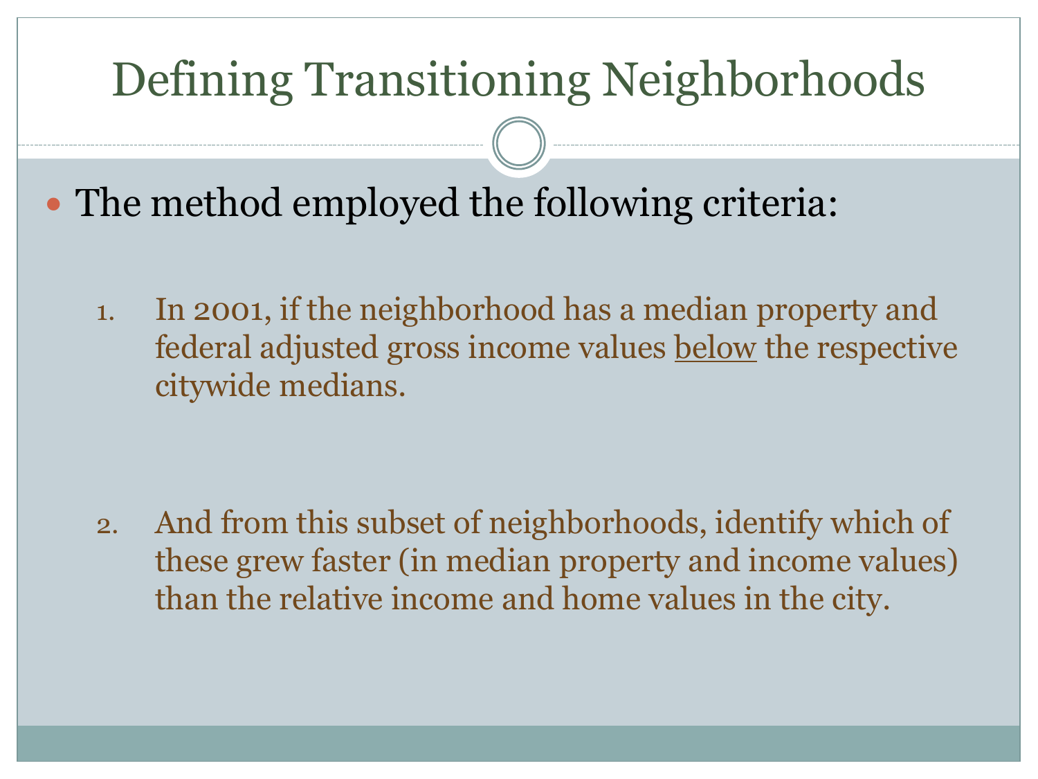# Defining Transitioning Neighborhoods

- The method employed the following criteria:

  1. In 2001, if the neighborhood has a median property and federal adjusted gross income values <u>below</u> the respective citywide medians.

  2. And from this subset of neighborhoods, identify which of these grew faster (in median property and income values) than the relative income and home values in the city.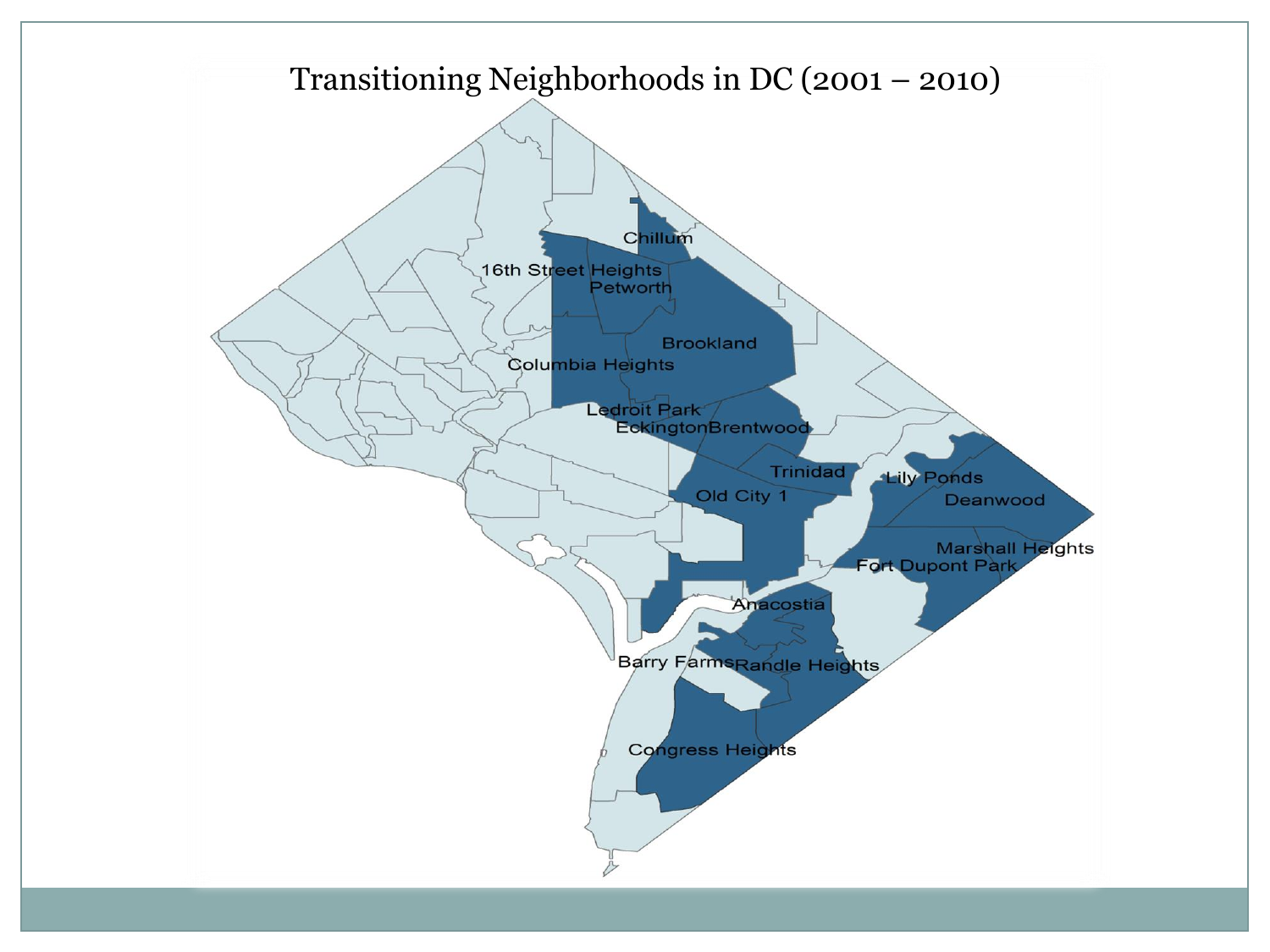# Transitioning Neighborhoods in DC (2001 – 2010)

Chillum

16th Street Heights

Petworth

Brookland

Columbia Heights

Ledroit Park

Eckington

Brentwood

Trinidad

Old City 1

Lily Ponds

Deanwood

Marshall Heights

Fort Dupont Park

Anacostia

Barry Farms

Randle Heights

Congress Heights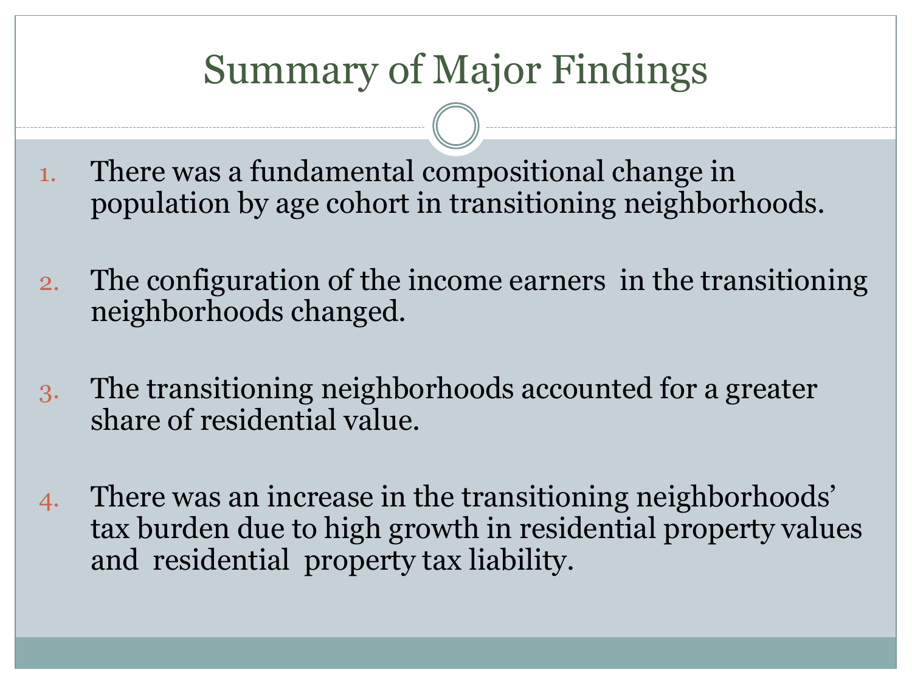# Summary of Major Findings

1. There was a fundamental compositional change in population by age cohort in transitioning neighborhoods.

2. The configuration of the income earners in the transitioning neighborhoods changed.

3. The transitioning neighborhoods accounted for a greater share of residential value.

4. There was an increase in the transitioning neighborhoods' tax burden due to high growth in residential property values and residential property tax liability.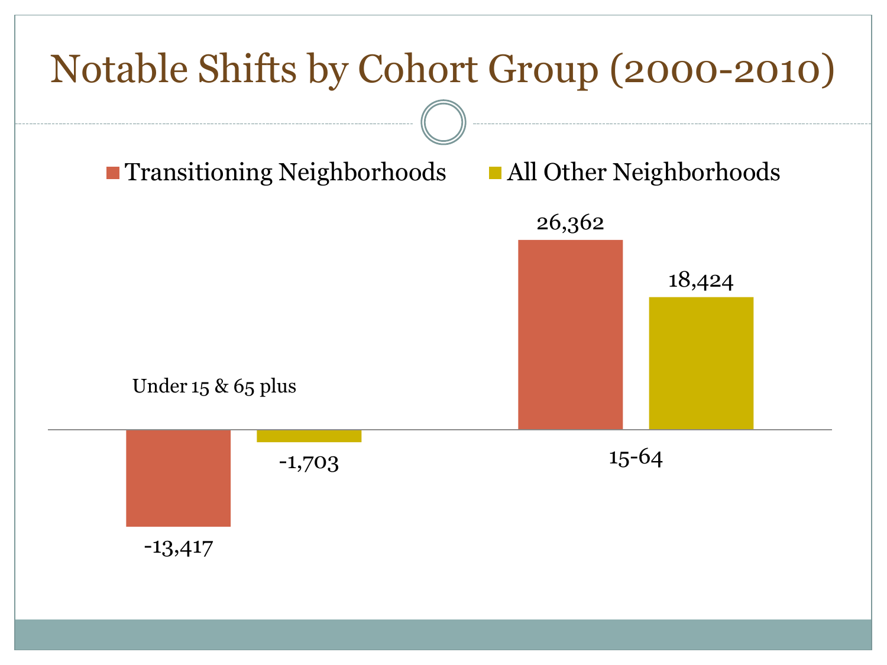# Notable Shifts by Cohort Group (2000-2010)

| Cohort Group | Transitioning Neighborhoods | All Other Neighborhoods |
| --- | --- | --- |
| Under 15 & 65 plus | -13,417 | -1,703 |
| 15-64 | 26,362 | 18,424 |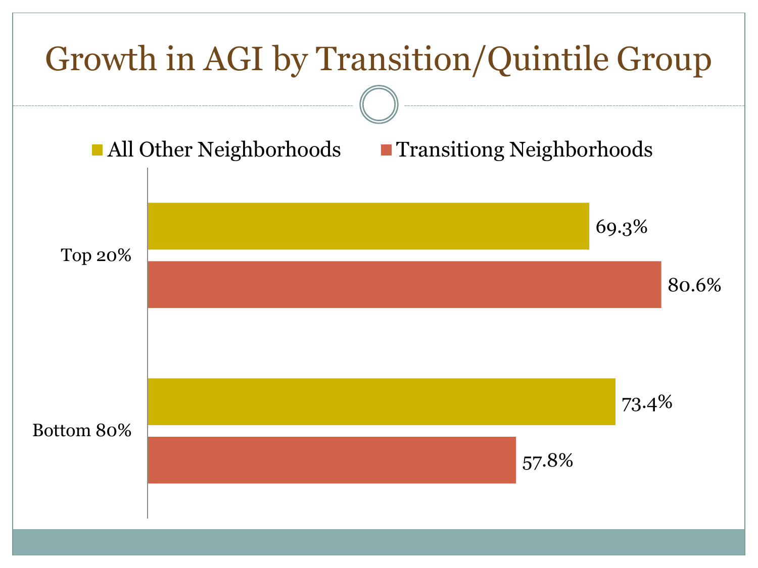# Growth in AGI by Transition/Quintile Group

| | All Other Neighborhoods | Transitiong Neighborhoods |
|---|---|---|
| Top 20% | 69.3% | 80.6% |
| Bottom 80% | 73.4% | 57.8% |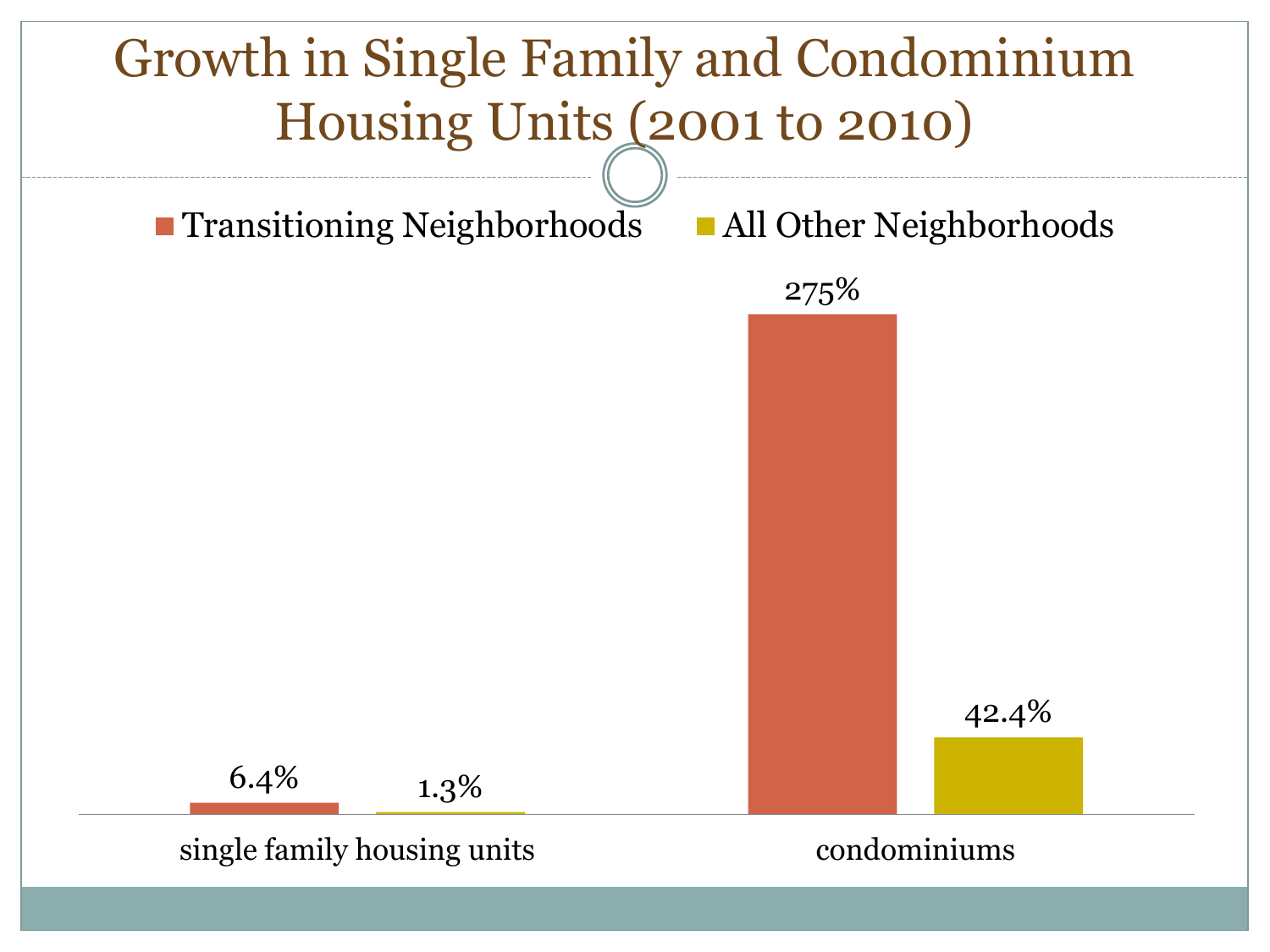# Growth in Single Family and Condominium Housing Units (2001 to 2010)

| | Transitioning Neighborhoods | All Other Neighborhoods |
|---|---|---|
| single family housing units | 6.4% | 1.3% |
| condominiums | 275% | 42.4% |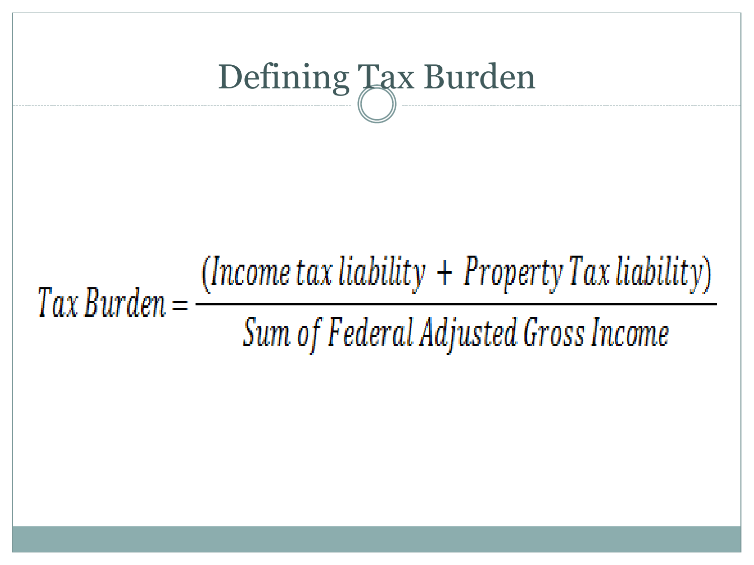# Defining Tax Burden

$$Tax\ Burden = \frac{(Income\ tax\ liability + Property\ Tax\ liability)}{Sum\ of\ Federal\ Adjusted\ Gross\ Income}$$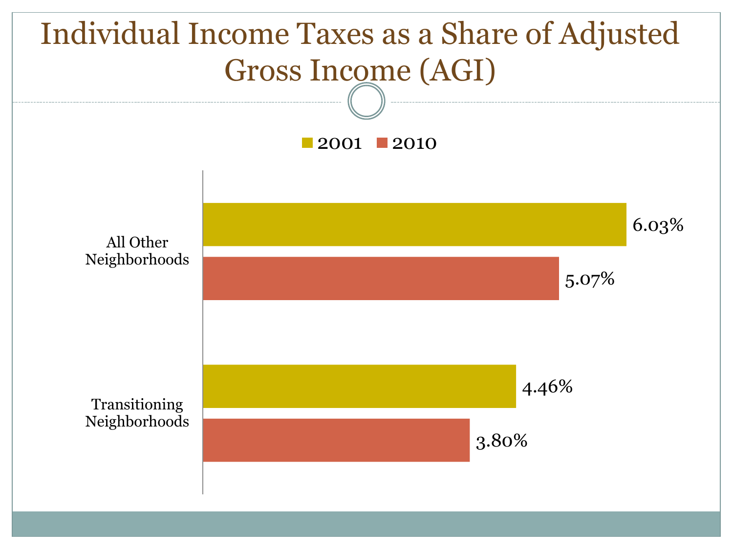# Individual Income Taxes as a Share of Adjusted Gross Income (AGI)

| | 2001 | 2010 |
|---|---|---|
| All Other Neighborhoods | 6.03% | 5.07% |
| Transitioning Neighborhoods | 4.46% | 3.80% |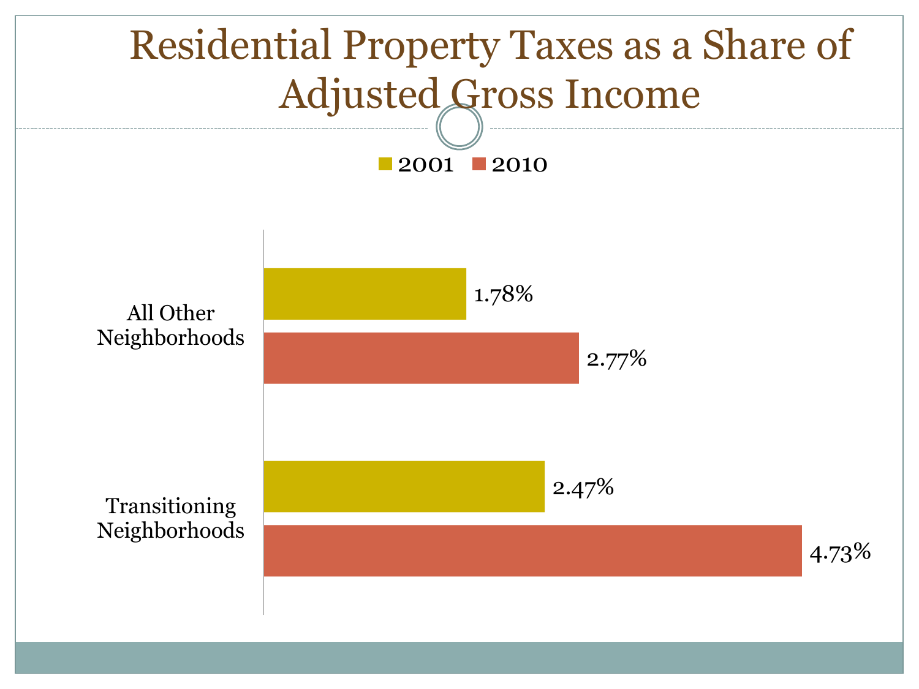# Residential Property Taxes as a Share of Adjusted Gross Income

| | 2001 | 2010 |
|---|---|---|
| All Other Neighborhoods | 1.78% | 2.77% |
| Transitioning Neighborhoods | 2.47% | 4.73% |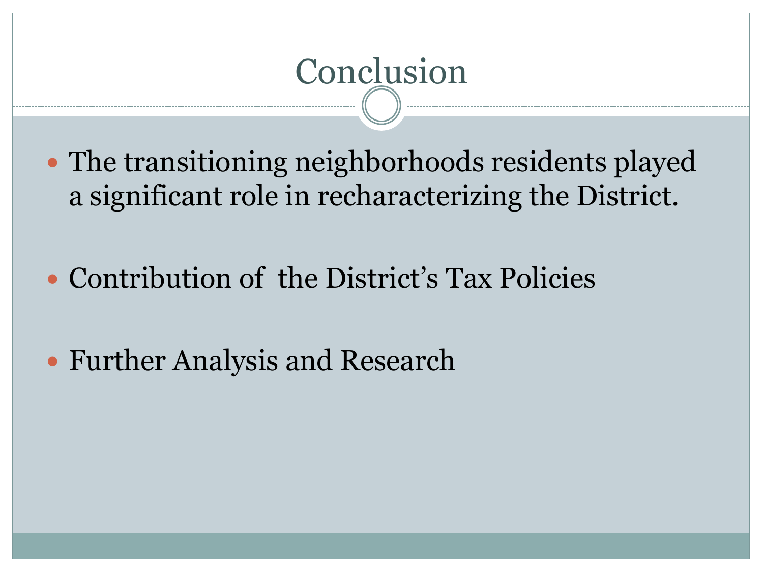# Conclusion

- The transitioning neighborhoods residents played a significant role in recharacterizing the District.
- Contribution of the District's Tax Policies
- Further Analysis and Research